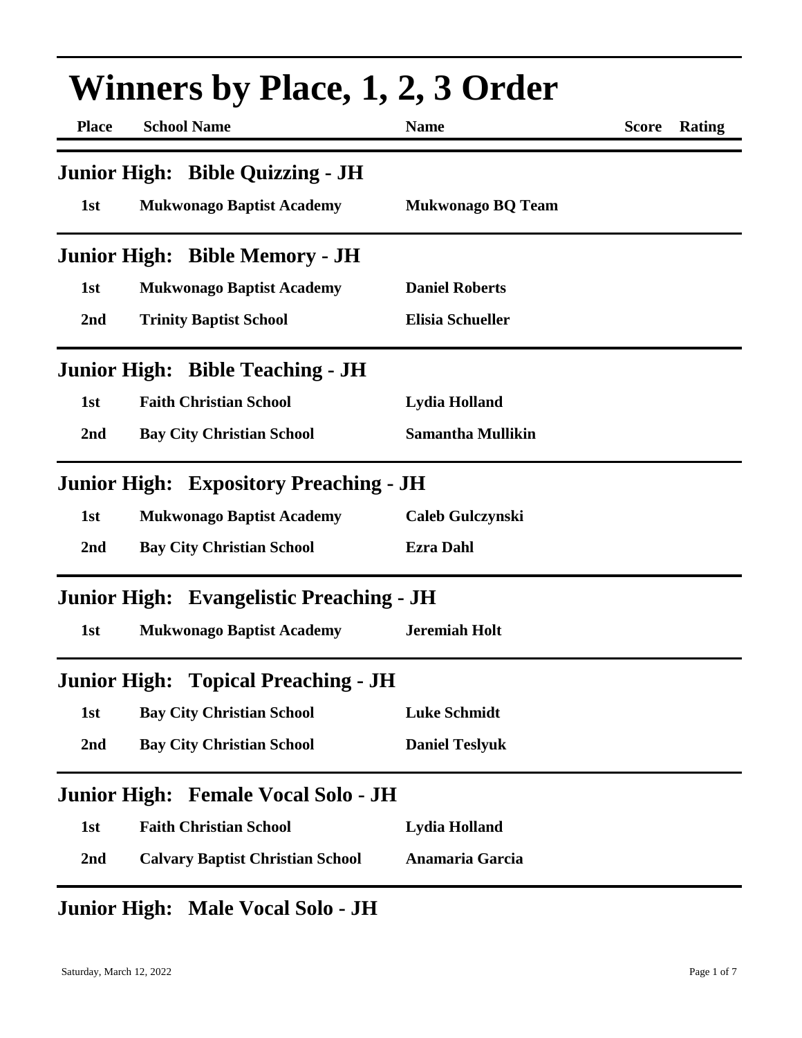# Winners by Place, 1, 2, 3 Order

| Place | School Name | Name | Score | Rating |
|---|---|---|---|---|

## Junior High: Bible Quizzing - JH

| Place | School Name | Name | Score | Rating |
|---|---|---|---|---|
| 1st | Mukwonago Baptist Academy | Mukwonago BQ Team | | |

## Junior High: Bible Memory - JH

| Place | School Name | Name | Score | Rating |
|---|---|---|---|---|
| 1st | Mukwonago Baptist Academy | Daniel Roberts | | |
| 2nd | Trinity Baptist School | Elisia Schueller | | |

## Junior High: Bible Teaching - JH

| Place | School Name | Name | Score | Rating |
|---|---|---|---|---|
| 1st | Faith Christian School | Lydia Holland | | |
| 2nd | Bay City Christian School | Samantha Mullikin | | |

## Junior High: Expository Preaching - JH

| Place | School Name | Name | Score | Rating |
|---|---|---|---|---|
| 1st | Mukwonago Baptist Academy | Caleb Gulczynski | | |
| 2nd | Bay City Christian School | Ezra Dahl | | |

## Junior High: Evangelistic Preaching - JH

| Place | School Name | Name | Score | Rating |
|---|---|---|---|---|
| 1st | Mukwonago Baptist Academy | Jeremiah Holt | | |

## Junior High: Topical Preaching - JH

| Place | School Name | Name | Score | Rating |
|---|---|---|---|---|
| 1st | Bay City Christian School | Luke Schmidt | | |
| 2nd | Bay City Christian School | Daniel Teslyuk | | |

## Junior High: Female Vocal Solo - JH

| Place | School Name | Name | Score | Rating |
|---|---|---|---|---|
| 1st | Faith Christian School | Lydia Holland | | |
| 2nd | Calvary Baptist Christian School | Anamaria Garcia | | |

## Junior High: Male Vocal Solo - JH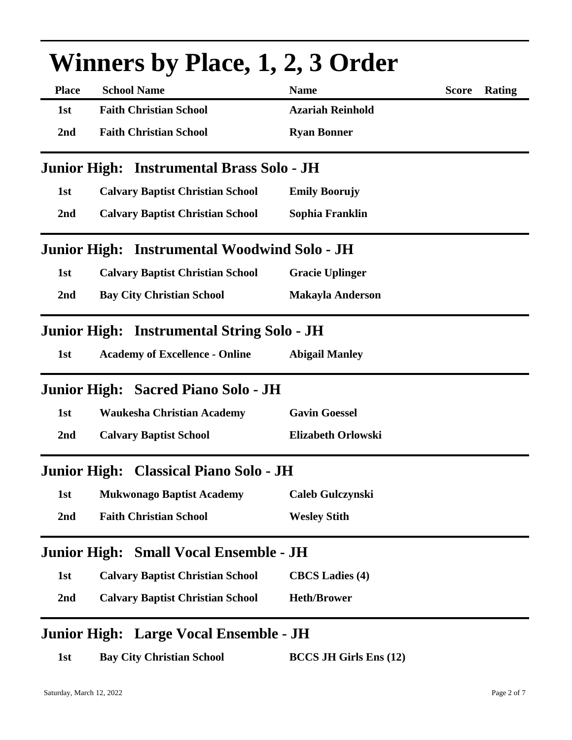# Winners by Place, 1, 2, 3 Order

| Place | School Name | Name | Score | Rating |
|---|---|---|---|---|
| 1st | Faith Christian School | Azariah Reinhold | | |
| 2nd | Faith Christian School | Ryan Bonner | | |

## Junior High: Instrumental Brass Solo - JH

| Place | School Name | Name | Score | Rating |
|---|---|---|---|---|
| 1st | Calvary Baptist Christian School | Emily Boorujy | | |
| 2nd | Calvary Baptist Christian School | Sophia Franklin | | |

## Junior High: Instrumental Woodwind Solo - JH

| Place | School Name | Name | Score | Rating |
|---|---|---|---|---|
| 1st | Calvary Baptist Christian School | Gracie Uplinger | | |
| 2nd | Bay City Christian School | Makayla Anderson | | |

## Junior High: Instrumental String Solo - JH

| Place | School Name | Name | Score | Rating |
|---|---|---|---|---|
| 1st | Academy of Excellence - Online | Abigail Manley | | |

## Junior High: Sacred Piano Solo - JH

| Place | School Name | Name | Score | Rating |
|---|---|---|---|---|
| 1st | Waukesha Christian Academy | Gavin Goessel | | |
| 2nd | Calvary Baptist School | Elizabeth Orlowski | | |

## Junior High: Classical Piano Solo - JH

| Place | School Name | Name | Score | Rating |
|---|---|---|---|---|
| 1st | Mukwonago Baptist Academy | Caleb Gulczynski | | |
| 2nd | Faith Christian School | Wesley Stith | | |

## Junior High: Small Vocal Ensemble - JH

| Place | School Name | Name | Score | Rating |
|---|---|---|---|---|
| 1st | Calvary Baptist Christian School | CBCS Ladies (4) | | |
| 2nd | Calvary Baptist Christian School | Heth/Brower | | |

## Junior High: Large Vocal Ensemble - JH

| Place | School Name | Name | Score | Rating |
|---|---|---|---|---|
| 1st | Bay City Christian School | BCCS JH Girls Ens (12) | | |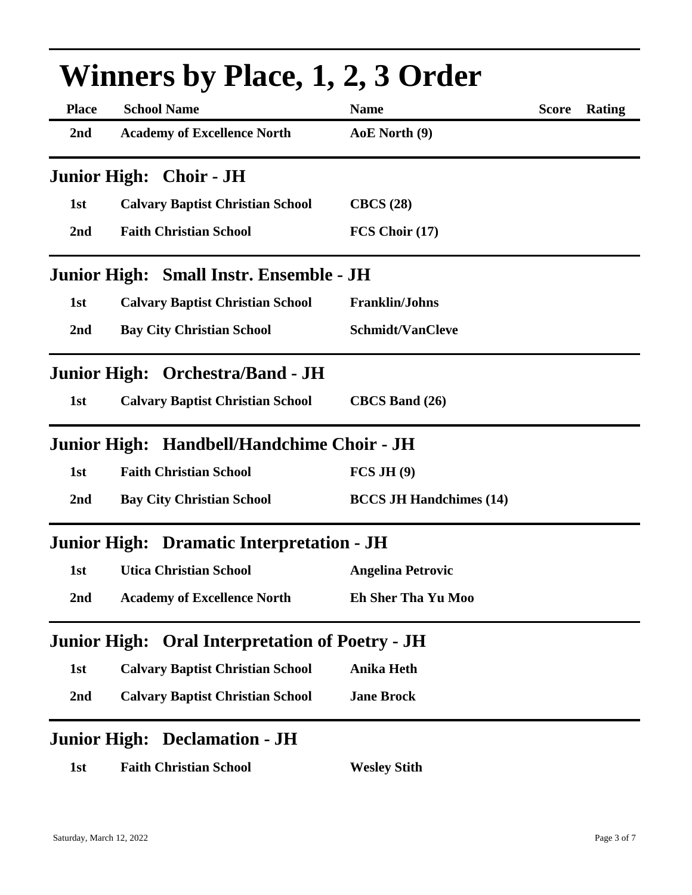# Winners by Place, 1, 2, 3 Order

| Place | School Name | Name | Score | Rating |
|---|---|---|---|---|
| 2nd | Academy of Excellence North | AoE North (9) | | |

## Junior High: Choir - JH

| Place | School Name | Name | Score | Rating |
|---|---|---|---|---|
| 1st | Calvary Baptist Christian School | CBCS (28) | | |
| 2nd | Faith Christian School | FCS Choir (17) | | |

## Junior High: Small Instr. Ensemble - JH

| Place | School Name | Name | Score | Rating |
|---|---|---|---|---|
| 1st | Calvary Baptist Christian School | Franklin/Johns | | |
| 2nd | Bay City Christian School | Schmidt/VanCleve | | |

## Junior High: Orchestra/Band - JH

| Place | School Name | Name | Score | Rating |
|---|---|---|---|---|
| 1st | Calvary Baptist Christian School | CBCS Band (26) | | |

## Junior High: Handbell/Handchime Choir - JH

| Place | School Name | Name | Score | Rating |
|---|---|---|---|---|
| 1st | Faith Christian School | FCS JH (9) | | |
| 2nd | Bay City Christian School | BCCS JH Handchimes (14) | | |

## Junior High: Dramatic Interpretation - JH

| Place | School Name | Name | Score | Rating |
|---|---|---|---|---|
| 1st | Utica Christian School | Angelina Petrovic | | |
| 2nd | Academy of Excellence North | Eh Sher Tha Yu Moo | | |

## Junior High: Oral Interpretation of Poetry - JH

| Place | School Name | Name | Score | Rating |
|---|---|---|---|---|
| 1st | Calvary Baptist Christian School | Anika Heth | | |
| 2nd | Calvary Baptist Christian School | Jane Brock | | |

## Junior High: Declamation - JH

| Place | School Name | Name | Score | Rating |
|---|---|---|---|---|
| 1st | Faith Christian School | Wesley Stith | | |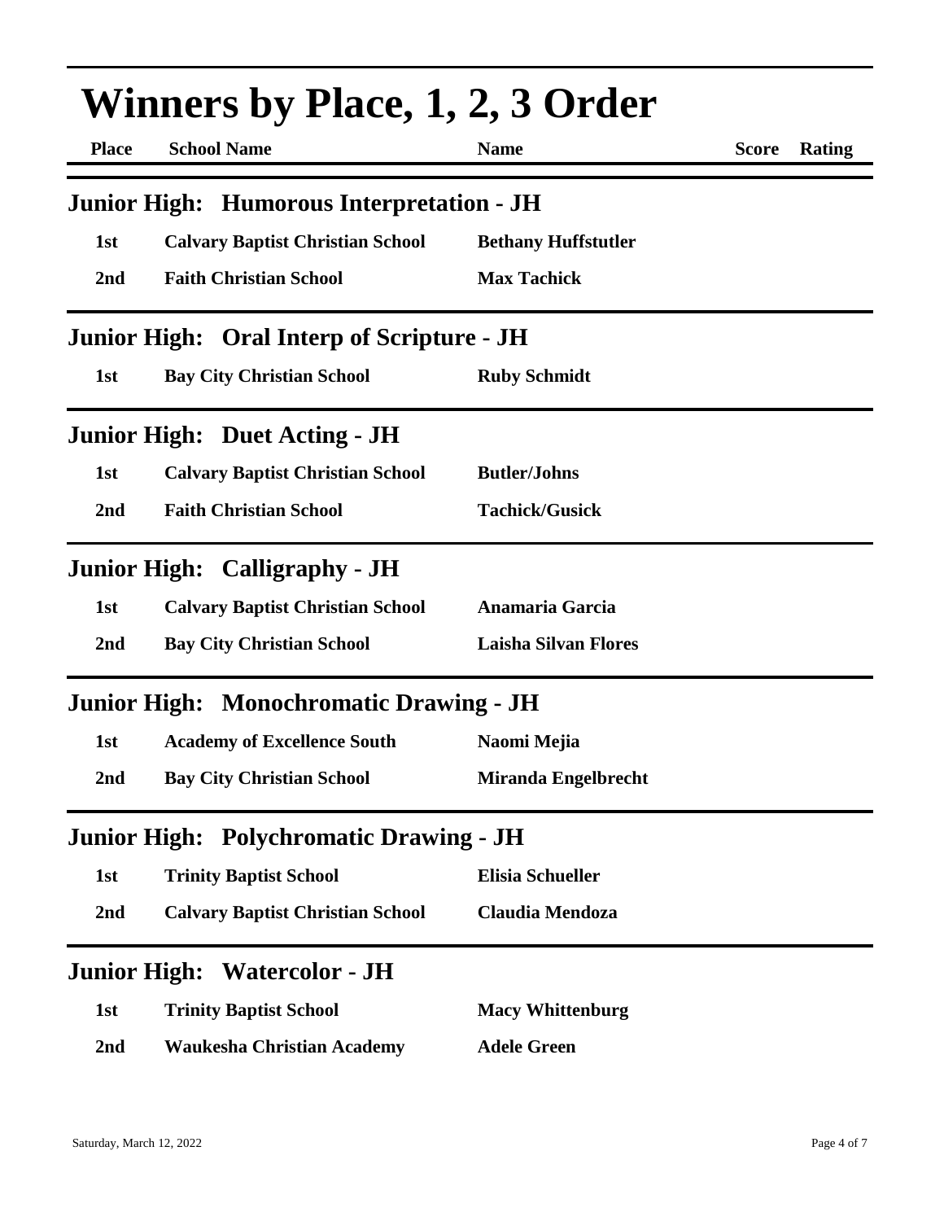# Winners by Place, 1, 2, 3 Order

| Place | School Name | Name | Score | Rating |
|---|---|---|---|---|

## Junior High: Humorous Interpretation - JH

| Place | School Name | Name | Score | Rating |
|---|---|---|---|---|
| 1st | Calvary Baptist Christian School | Bethany Huffstutler | | |
| 2nd | Faith Christian School | Max Tachick | | |

## Junior High: Oral Interp of Scripture - JH

| Place | School Name | Name | Score | Rating |
|---|---|---|---|---|
| 1st | Bay City Christian School | Ruby Schmidt | | |

## Junior High: Duet Acting - JH

| Place | School Name | Name | Score | Rating |
|---|---|---|---|---|
| 1st | Calvary Baptist Christian School | Butler/Johns | | |
| 2nd | Faith Christian School | Tachick/Gusick | | |

## Junior High: Calligraphy - JH

| Place | School Name | Name | Score | Rating |
|---|---|---|---|---|
| 1st | Calvary Baptist Christian School | Anamaria Garcia | | |
| 2nd | Bay City Christian School | Laisha Silvan Flores | | |

## Junior High: Monochromatic Drawing - JH

| Place | School Name | Name | Score | Rating |
|---|---|---|---|---|
| 1st | Academy of Excellence South | Naomi Mejia | | |
| 2nd | Bay City Christian School | Miranda Engelbrecht | | |

## Junior High: Polychromatic Drawing - JH

| Place | School Name | Name | Score | Rating |
|---|---|---|---|---|
| 1st | Trinity Baptist School | Elisia Schueller | | |
| 2nd | Calvary Baptist Christian School | Claudia Mendoza | | |

## Junior High: Watercolor - JH

| Place | School Name | Name | Score | Rating |
|---|---|---|---|---|
| 1st | Trinity Baptist School | Macy Whittenburg | | |
| 2nd | Waukesha Christian Academy | Adele Green | | |

Saturday, March 12, 2022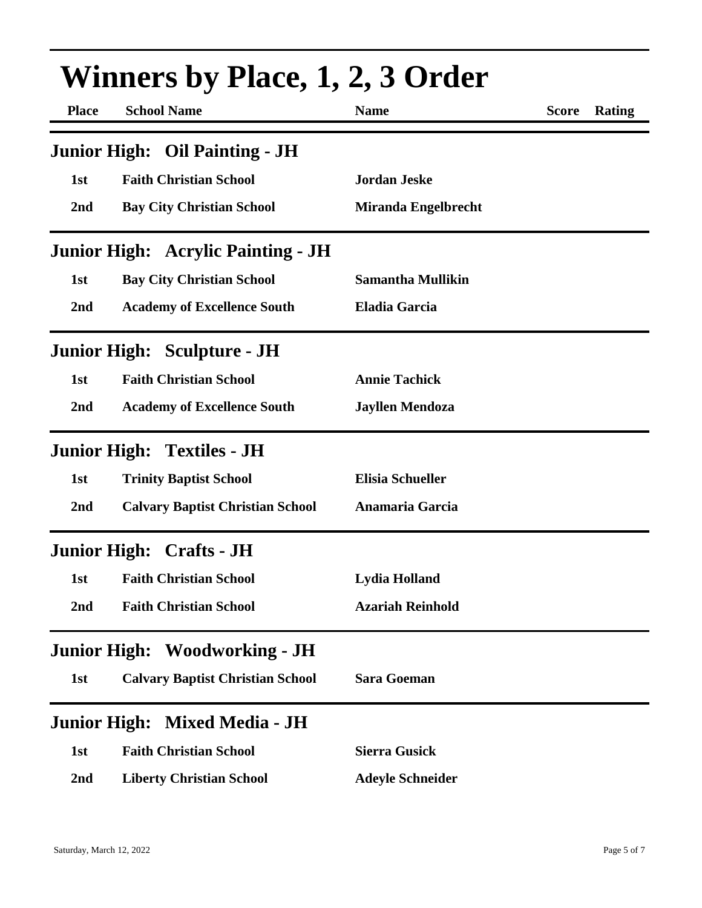# Winners by Place, 1, 2, 3 Order

| Place | School Name | Name | Score | Rating |
|---|---|---|---|---|

## Junior High: Oil Painting - JH

| Place | School Name | Name | Score | Rating |
|---|---|---|---|---|
| 1st | Faith Christian School | Jordan Jeske | | |
| 2nd | Bay City Christian School | Miranda Engelbrecht | | |

## Junior High: Acrylic Painting - JH

| Place | School Name | Name | Score | Rating |
|---|---|---|---|---|
| 1st | Bay City Christian School | Samantha Mullikin | | |
| 2nd | Academy of Excellence South | Eladia Garcia | | |

## Junior High: Sculpture - JH

| Place | School Name | Name | Score | Rating |
|---|---|---|---|---|
| 1st | Faith Christian School | Annie Tachick | | |
| 2nd | Academy of Excellence South | Jayllen Mendoza | | |

## Junior High: Textiles - JH

| Place | School Name | Name | Score | Rating |
|---|---|---|---|---|
| 1st | Trinity Baptist School | Elisia Schueller | | |
| 2nd | Calvary Baptist Christian School | Anamaria Garcia | | |

## Junior High: Crafts - JH

| Place | School Name | Name | Score | Rating |
|---|---|---|---|---|
| 1st | Faith Christian School | Lydia Holland | | |
| 2nd | Faith Christian School | Azariah Reinhold | | |

## Junior High: Woodworking - JH

| Place | School Name | Name | Score | Rating |
|---|---|---|---|---|
| 1st | Calvary Baptist Christian School | Sara Goeman | | |

## Junior High: Mixed Media - JH

| Place | School Name | Name | Score | Rating |
|---|---|---|---|---|
| 1st | Faith Christian School | Sierra Gusick | | |
| 2nd | Liberty Christian School | Adeyle Schneider | | |

Saturday, March 12, 2022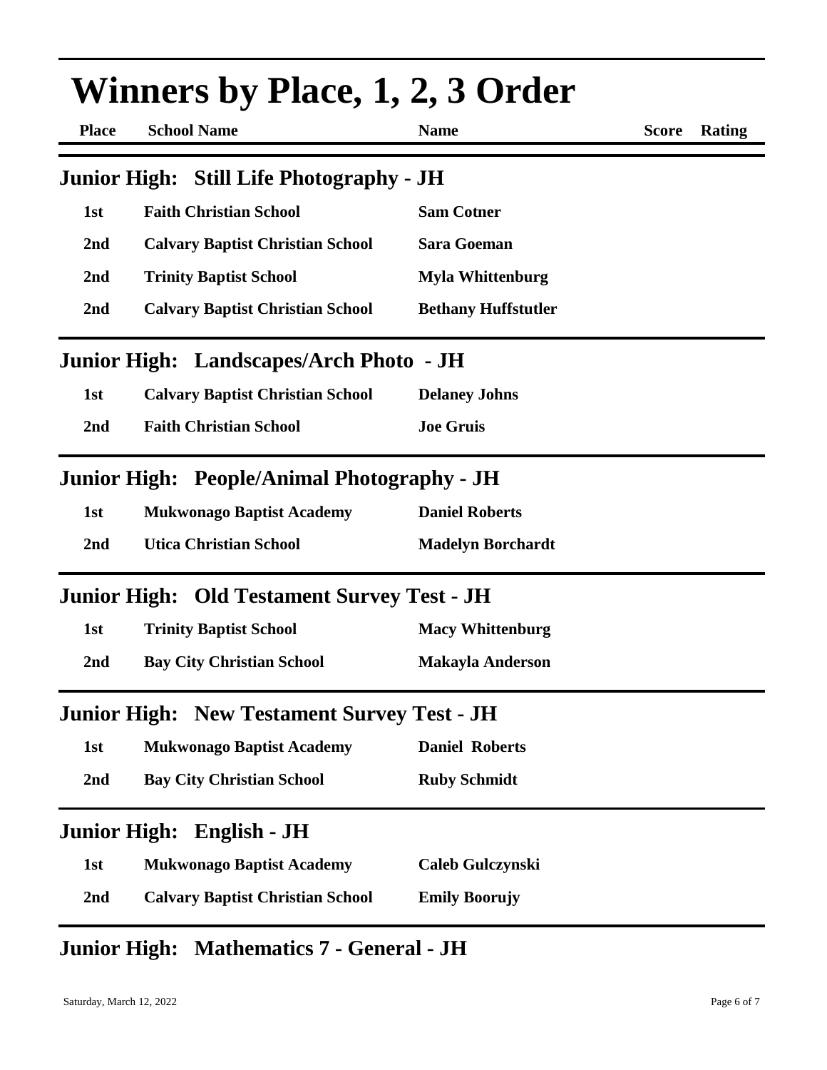# Winners by Place, 1, 2, 3 Order

| Place | School Name | Name | Score | Rating |
|---|---|---|---|---|

## Junior High: Still Life Photography - JH

| Place | School Name | Name | Score | Rating |
|---|---|---|---|---|
| 1st | Faith Christian School | Sam Cotner | | |
| 2nd | Calvary Baptist Christian School | Sara Goeman | | |
| 2nd | Trinity Baptist School | Myla Whittenburg | | |
| 2nd | Calvary Baptist Christian School | Bethany Huffstutler | | |

## Junior High: Landscapes/Arch Photo - JH

| Place | School Name | Name | Score | Rating |
|---|---|---|---|---|
| 1st | Calvary Baptist Christian School | Delaney Johns | | |
| 2nd | Faith Christian School | Joe Gruis | | |

## Junior High: People/Animal Photography - JH

| Place | School Name | Name | Score | Rating |
|---|---|---|---|---|
| 1st | Mukwonago Baptist Academy | Daniel Roberts | | |
| 2nd | Utica Christian School | Madelyn Borchardt | | |

## Junior High: Old Testament Survey Test - JH

| Place | School Name | Name | Score | Rating |
|---|---|---|---|---|
| 1st | Trinity Baptist School | Macy Whittenburg | | |
| 2nd | Bay City Christian School | Makayla Anderson | | |

## Junior High: New Testament Survey Test - JH

| Place | School Name | Name | Score | Rating |
|---|---|---|---|---|
| 1st | Mukwonago Baptist Academy | Daniel Roberts | | |
| 2nd | Bay City Christian School | Ruby Schmidt | | |

## Junior High: English - JH

| Place | School Name | Name | Score | Rating |
|---|---|---|---|---|
| 1st | Mukwonago Baptist Academy | Caleb Gulczynski | | |
| 2nd | Calvary Baptist Christian School | Emily Boorujy | | |

## Junior High: Mathematics 7 - General - JH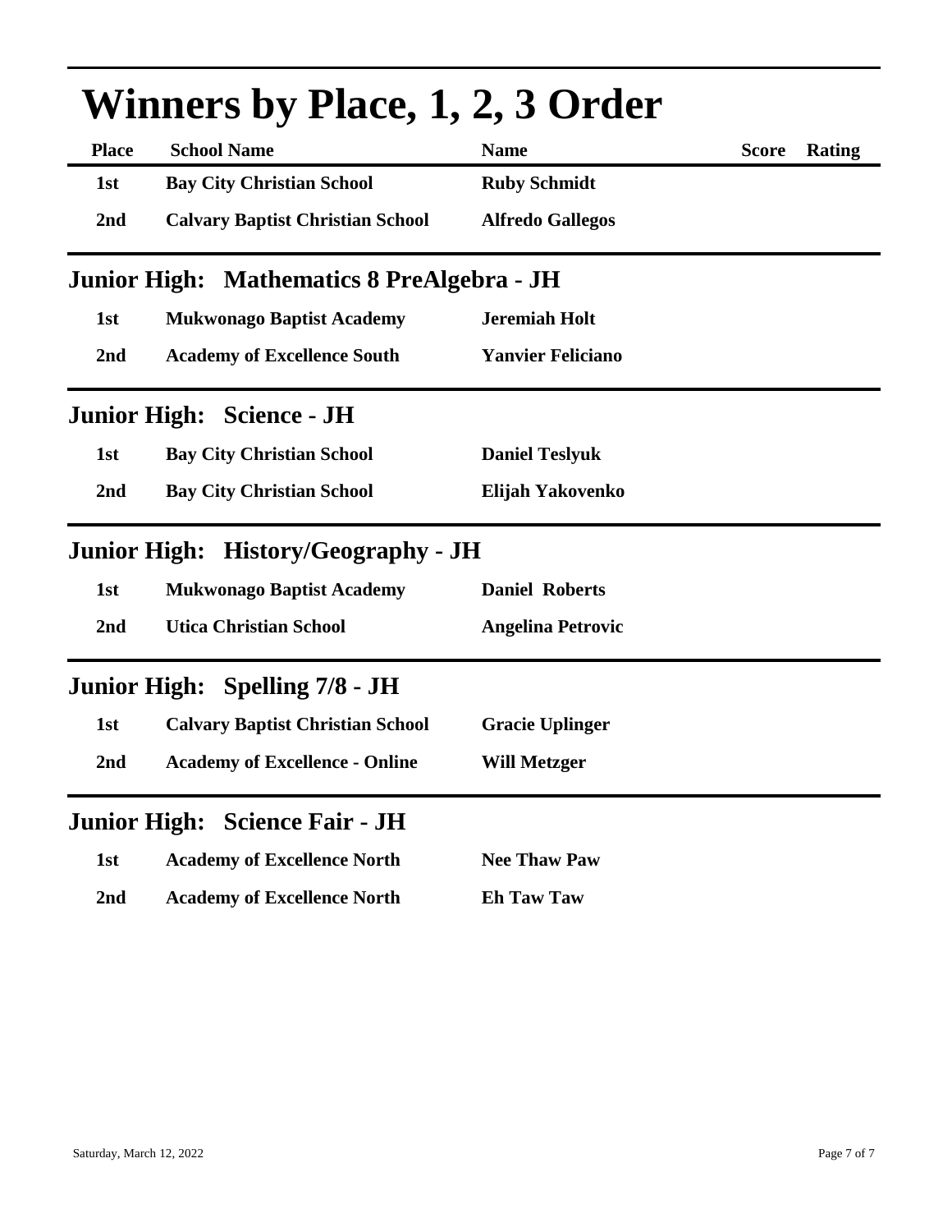# Winners by Place, 1, 2, 3 Order

| Place | School Name | Name | Score | Rating |
|---|---|---|---|---|
| 1st | Bay City Christian School | Ruby Schmidt | | |
| 2nd | Calvary Baptist Christian School | Alfredo Gallegos | | |

## Junior High: Mathematics 8 PreAlgebra - JH

| | | |
|---|---|---|
| 1st | Mukwonago Baptist Academy | Jeremiah Holt |
| 2nd | Academy of Excellence South | Yanvier Feliciano |

## Junior High: Science - JH

| | | |
|---|---|---|
| 1st | Bay City Christian School | Daniel Teslyuk |
| 2nd | Bay City Christian School | Elijah Yakovenko |

## Junior High: History/Geography - JH

| | | |
|---|---|---|
| 1st | Mukwonago Baptist Academy | Daniel Roberts |
| 2nd | Utica Christian School | Angelina Petrovic |

## Junior High: Spelling 7/8 - JH

| | | |
|---|---|---|
| 1st | Calvary Baptist Christian School | Gracie Uplinger |
| 2nd | Academy of Excellence - Online | Will Metzger |

## Junior High: Science Fair - JH

| | | |
|---|---|---|
| 1st | Academy of Excellence North | Nee Thaw Paw |
| 2nd | Academy of Excellence North | Eh Taw Taw |

Saturday, March 12, 2022